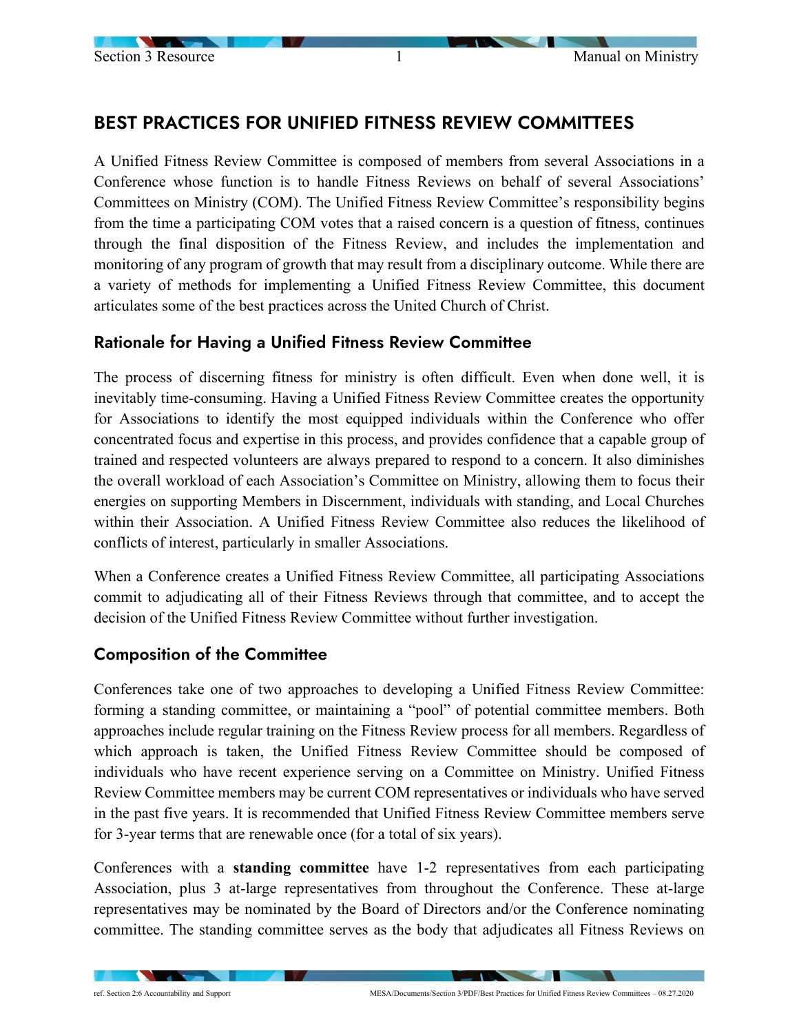# BEST PRACTICES FOR UNIFIED FITNESS REVIEW COMMITTEES

A Unified Fitness Review Committee is composed of members from several Associations in a Conference whose function is to handle Fitness Reviews on behalf of several Associations' Committees on Ministry (COM). The Unified Fitness Review Committee's responsibility begins from the time a participating COM votes that a raised concern is a question of fitness, continues through the final disposition of the Fitness Review, and includes the implementation and monitoring of any program of growth that may result from a disciplinary outcome. While there are a variety of methods for implementing a Unified Fitness Review Committee, this document articulates some of the best practices across the United Church of Christ.

## Rationale for Having a Unified Fitness Review Committee

The process of discerning fitness for ministry is often difficult. Even when done well, it is inevitably time-consuming. Having a Unified Fitness Review Committee creates the opportunity for Associations to identify the most equipped individuals within the Conference who offer concentrated focus and expertise in this process, and provides confidence that a capable group of trained and respected volunteers are always prepared to respond to a concern. It also diminishes the overall workload of each Association's Committee on Ministry, allowing them to focus their energies on supporting Members in Discernment, individuals with standing, and Local Churches within their Association. A Unified Fitness Review Committee also reduces the likelihood of conflicts of interest, particularly in smaller Associations.

When a Conference creates a Unified Fitness Review Committee, all participating Associations commit to adjudicating all of their Fitness Reviews through that committee, and to accept the decision of the Unified Fitness Review Committee without further investigation.

## Composition of the Committee

Conferences take one of two approaches to developing a Unified Fitness Review Committee: forming a standing committee, or maintaining a "pool" of potential committee members. Both approaches include regular training on the Fitness Review process for all members. Regardless of which approach is taken, the Unified Fitness Review Committee should be composed of individuals who have recent experience serving on a Committee on Ministry. Unified Fitness Review Committee members may be current COM representatives or individuals who have served in the past five years. It is recommended that Unified Fitness Review Committee members serve for 3-year terms that are renewable once (for a total of six years).

Conferences with a **standing committee** have 1-2 representatives from each participating Association, plus 3 at-large representatives from throughout the Conference. These at-large representatives may be nominated by the Board of Directors and/or the Conference nominating committee. The standing committee serves as the body that adjudicates all Fitness Reviews on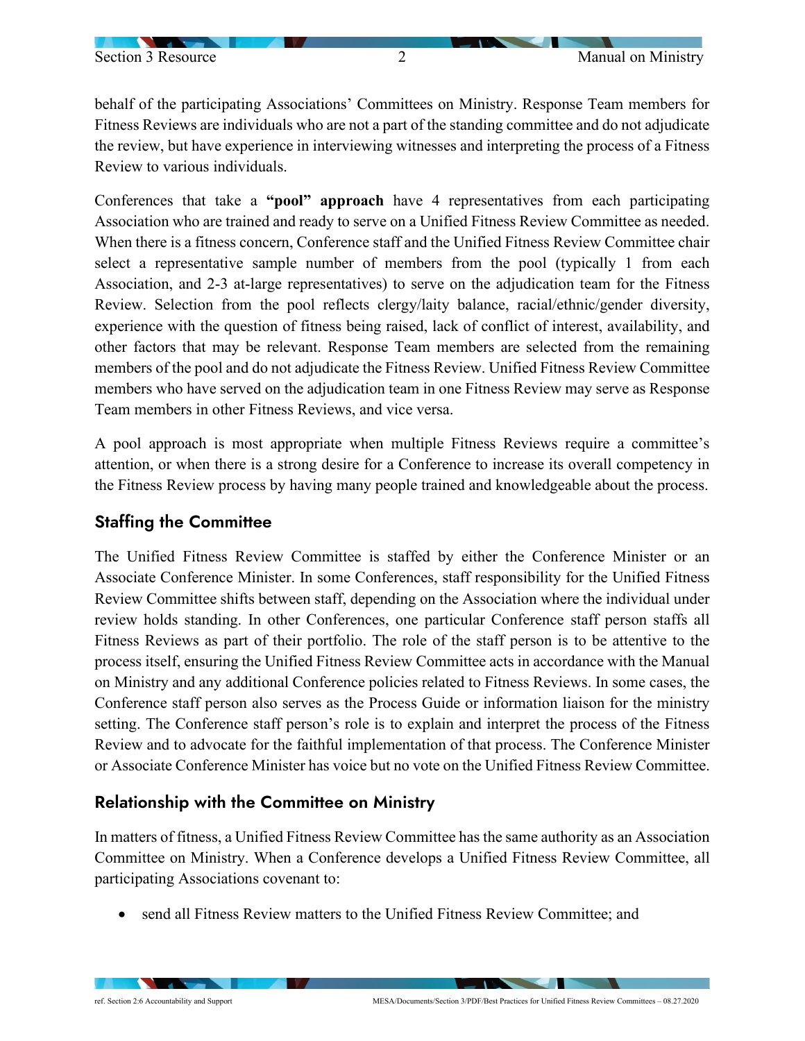behalf of the participating Associations' Committees on Ministry. Response Team members for Fitness Reviews are individuals who are not a part of the standing committee and do not adjudicate the review, but have experience in interviewing witnesses and interpreting the process of a Fitness Review to various individuals.

Conferences that take a **"pool" approach** have 4 representatives from each participating Association who are trained and ready to serve on a Unified Fitness Review Committee as needed. When there is a fitness concern, Conference staff and the Unified Fitness Review Committee chair select a representative sample number of members from the pool (typically 1 from each Association, and 2-3 at-large representatives) to serve on the adjudication team for the Fitness Review. Selection from the pool reflects clergy/laity balance, racial/ethnic/gender diversity, experience with the question of fitness being raised, lack of conflict of interest, availability, and other factors that may be relevant. Response Team members are selected from the remaining members of the pool and do not adjudicate the Fitness Review. Unified Fitness Review Committee members who have served on the adjudication team in one Fitness Review may serve as Response Team members in other Fitness Reviews, and vice versa.

A pool approach is most appropriate when multiple Fitness Reviews require a committee's attention, or when there is a strong desire for a Conference to increase its overall competency in the Fitness Review process by having many people trained and knowledgeable about the process.

## Staffing the Committee

The Unified Fitness Review Committee is staffed by either the Conference Minister or an Associate Conference Minister. In some Conferences, staff responsibility for the Unified Fitness Review Committee shifts between staff, depending on the Association where the individual under review holds standing. In other Conferences, one particular Conference staff person staffs all Fitness Reviews as part of their portfolio. The role of the staff person is to be attentive to the process itself, ensuring the Unified Fitness Review Committee acts in accordance with the Manual on Ministry and any additional Conference policies related to Fitness Reviews. In some cases, the Conference staff person also serves as the Process Guide or information liaison for the ministry setting. The Conference staff person's role is to explain and interpret the process of the Fitness Review and to advocate for the faithful implementation of that process. The Conference Minister or Associate Conference Minister has voice but no vote on the Unified Fitness Review Committee.

## Relationship with the Committee on Ministry

In matters of fitness, a Unified Fitness Review Committee has the same authority as an Association Committee on Ministry. When a Conference develops a Unified Fitness Review Committee, all participating Associations covenant to:

- send all Fitness Review matters to the Unified Fitness Review Committee; and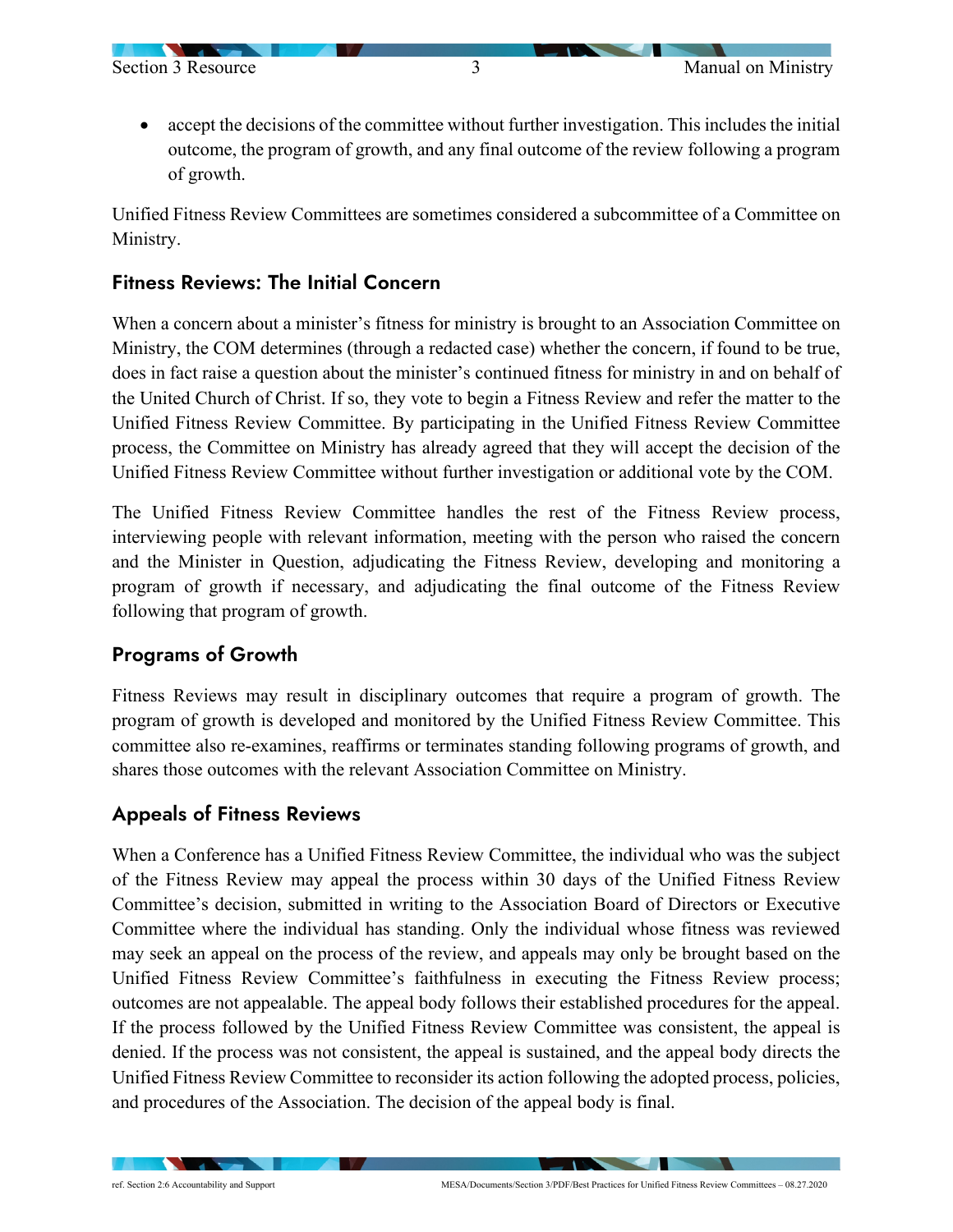- accept the decisions of the committee without further investigation. This includes the initial outcome, the program of growth, and any final outcome of the review following a program of growth.

Unified Fitness Review Committees are sometimes considered a subcommittee of a Committee on Ministry.

## Fitness Reviews: The Initial Concern

When a concern about a minister's fitness for ministry is brought to an Association Committee on Ministry, the COM determines (through a redacted case) whether the concern, if found to be true, does in fact raise a question about the minister's continued fitness for ministry in and on behalf of the United Church of Christ. If so, they vote to begin a Fitness Review and refer the matter to the Unified Fitness Review Committee. By participating in the Unified Fitness Review Committee process, the Committee on Ministry has already agreed that they will accept the decision of the Unified Fitness Review Committee without further investigation or additional vote by the COM.

The Unified Fitness Review Committee handles the rest of the Fitness Review process, interviewing people with relevant information, meeting with the person who raised the concern and the Minister in Question, adjudicating the Fitness Review, developing and monitoring a program of growth if necessary, and adjudicating the final outcome of the Fitness Review following that program of growth.

## Programs of Growth

Fitness Reviews may result in disciplinary outcomes that require a program of growth. The program of growth is developed and monitored by the Unified Fitness Review Committee. This committee also re-examines, reaffirms or terminates standing following programs of growth, and shares those outcomes with the relevant Association Committee on Ministry.

## Appeals of Fitness Reviews

When a Conference has a Unified Fitness Review Committee, the individual who was the subject of the Fitness Review may appeal the process within 30 days of the Unified Fitness Review Committee's decision, submitted in writing to the Association Board of Directors or Executive Committee where the individual has standing. Only the individual whose fitness was reviewed may seek an appeal on the process of the review, and appeals may only be brought based on the Unified Fitness Review Committee's faithfulness in executing the Fitness Review process; outcomes are not appealable. The appeal body follows their established procedures for the appeal. If the process followed by the Unified Fitness Review Committee was consistent, the appeal is denied. If the process was not consistent, the appeal is sustained, and the appeal body directs the Unified Fitness Review Committee to reconsider its action following the adopted process, policies, and procedures of the Association. The decision of the appeal body is final.